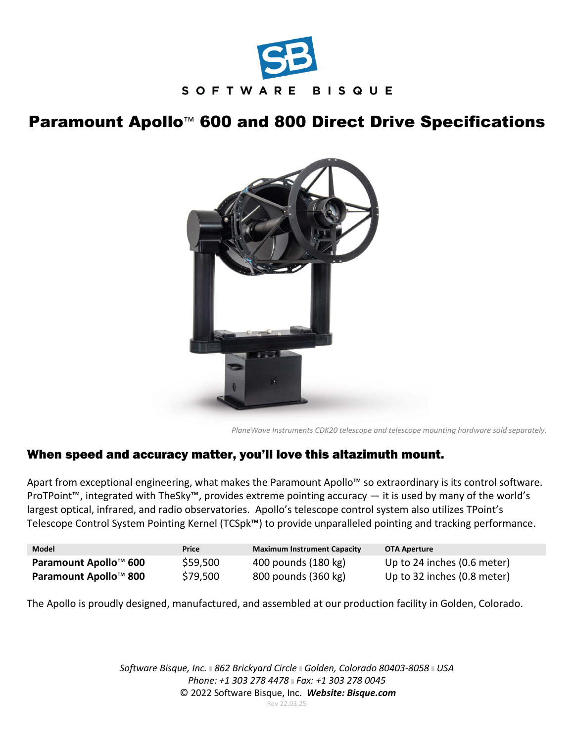SOFTWARE BISQUE

# Paramount Apollo™ 600 and 800 Direct Drive Specifications

*PlaneWave Instruments CDK20 telescope and telescope mounting hardware sold separately.*

## When speed and accuracy matter, you'll love this altazimuth mount.

Apart from exceptional engineering, what makes the Paramount Apollo™ so extraordinary is its control software. ProTPoint™, integrated with TheSky™, provides extreme pointing accuracy — it is used by many of the world's largest optical, infrared, and radio observatories. Apollo's telescope control system also utilizes TPoint's Telescope Control System Pointing Kernel (TCSpk™) to provide unparalleled pointing and tracking performance.

| Model | Price | Maximum Instrument Capacity | OTA Aperture |
|---|---|---|---|
| **Paramount Apollo™ 600** | $59,500 | 400 pounds (180 kg) | Up to 24 inches (0.6 meter) |
| **Paramount Apollo™ 800** | $79,500 | 800 pounds (360 kg) | Up to 32 inches (0.8 meter) |

The Apollo is proudly designed, manufactured, and assembled at our production facility in Golden, Colorado.

*Software Bisque, Inc. ▮ 862 Brickyard Circle ▮ Golden, Colorado 80403-8058 ▮ USA*
*Phone: +1 303 278 4478 ▮ Fax: +1 303 278 0045*
© 2022 Software Bisque, Inc. ***Website: Bisque.com***
Rev 22.03.25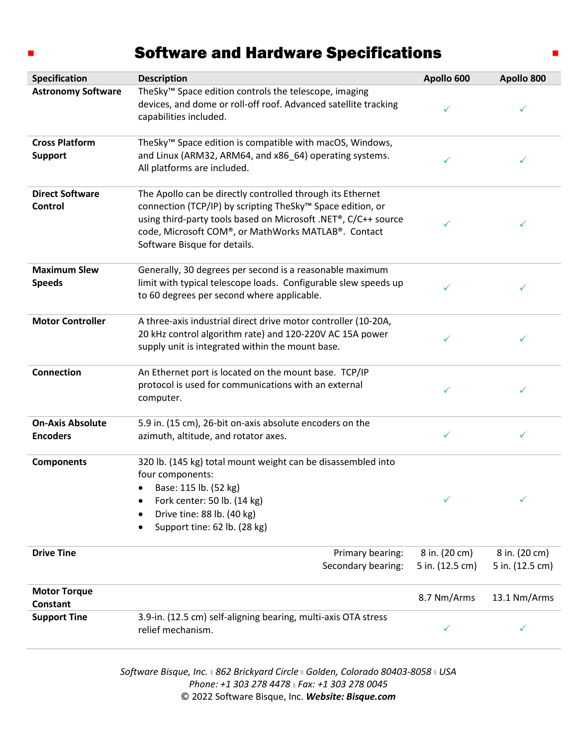# Software and Hardware Specifications

| Specification | Description | Apollo 600 | Apollo 800 |
|---|---|---|---|
| **Astronomy Software** | TheSky™ Space edition controls the telescope, imaging devices, and dome or roll-off roof. Advanced satellite tracking capabilities included. | ✓ | ✓ |
| **Cross Platform Support** | TheSky™ Space edition is compatible with macOS, Windows, and Linux (ARM32, ARM64, and x86_64) operating systems. All platforms are included. | ✓ | ✓ |
| **Direct Software Control** | The Apollo can be directly controlled through its Ethernet connection (TCP/IP) by scripting TheSky™ Space edition, or using third-party tools based on Microsoft .NET®, C/C++ source code, Microsoft COM®, or MathWorks MATLAB®. Contact Software Bisque for details. | ✓ | ✓ |
| **Maximum Slew Speeds** | Generally, 30 degrees per second is a reasonable maximum limit with typical telescope loads. Configurable slew speeds up to 60 degrees per second where applicable. | ✓ | ✓ |
| **Motor Controller** | A three-axis industrial direct drive motor controller (10-20A, 20 kHz control algorithm rate) and 120-220V AC 15A power supply unit is integrated within the mount base. | ✓ | ✓ |
| **Connection** | An Ethernet port is located on the mount base. TCP/IP protocol is used for communications with an external computer. | ✓ | ✓ |
| **On-Axis Absolute Encoders** | 5.9 in. (15 cm), 26-bit on-axis absolute encoders on the azimuth, altitude, and rotator axes. | ✓ | ✓ |
| **Components** | 320 lb. (145 kg) total mount weight can be disassembled into four components:<br>• Base: 115 lb. (52 kg)<br>• Fork center: 50 lb. (14 kg)<br>• Drive tine: 88 lb. (40 kg)<br>• Support tine: 62 lb. (28 kg) | ✓ | ✓ |
| **Drive Tine** | Primary bearing:<br>Secondary bearing: | 8 in. (20 cm)<br>5 in. (12.5 cm) | 8 in. (20 cm)<br>5 in. (12.5 cm) |
| **Motor Torque Constant** | | 8.7 Nm/Arms | 13.1 Nm/Arms |
| **Support Tine** | 3.9-in. (12.5 cm) self-aligning bearing, multi-axis OTA stress relief mechanism. | ✓ | ✓ |

*Software Bisque, Inc. ▪ 862 Brickyard Circle ▪ Golden, Colorado 80403-8058 ▪ USA*
*Phone: +1 303 278 4478 ▪ Fax: +1 303 278 0045*
© 2022 Software Bisque, Inc. ***Website: Bisque.com***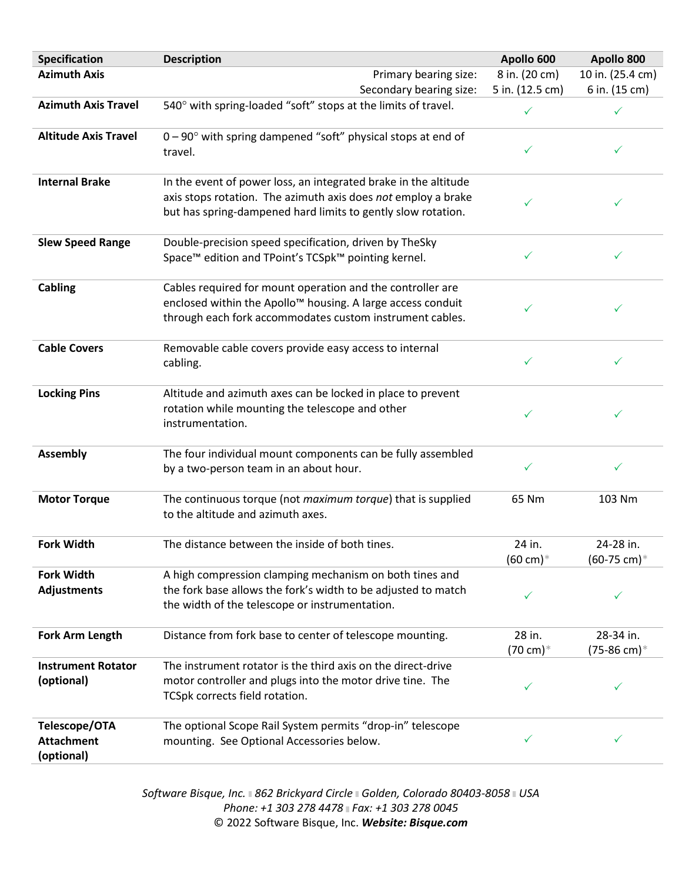| Specification | Description | Apollo 600 | Apollo 800 |
|---|---|---|---|
| **Azimuth Axis** | Primary bearing size:<br>Secondary bearing size: | 8 in. (20 cm)<br>5 in. (12.5 cm) | 10 in. (25.4 cm)<br>6 in. (15 cm) |
| **Azimuth Axis Travel** | 540° with spring-loaded “soft” stops at the limits of travel. | ✓ | ✓ |
| **Altitude Axis Travel** | 0 – 90° with spring dampened “soft” physical stops at end of travel. | ✓ | ✓ |
| **Internal Brake** | In the event of power loss, an integrated brake in the altitude axis stops rotation. The azimuth axis does *not* employ a brake but has spring-dampened hard limits to gently slow rotation. | ✓ | ✓ |
| **Slew Speed Range** | Double-precision speed specification, driven by TheSky Space™ edition and TPoint’s TCSpk™ pointing kernel. | ✓ | ✓ |
| **Cabling** | Cables required for mount operation and the controller are enclosed within the Apollo™ housing. A large access conduit through each fork accommodates custom instrument cables. | ✓ | ✓ |
| **Cable Covers** | Removable cable covers provide easy access to internal cabling. | ✓ | ✓ |
| **Locking Pins** | Altitude and azimuth axes can be locked in place to prevent rotation while mounting the telescope and other instrumentation. | ✓ | ✓ |
| **Assembly** | The four individual mount components can be fully assembled by a two-person team in an about hour. | ✓ | ✓ |
| **Motor Torque** | The continuous torque (not *maximum torque*) that is supplied to the altitude and azimuth axes. | 65 Nm | 103 Nm |
| **Fork Width** | The distance between the inside of both tines. | 24 in. (60 cm)* | 24-28 in. (60-75 cm)* |
| **Fork Width Adjustments** | A high compression clamping mechanism on both tines and the fork base allows the fork’s width to be adjusted to match the width of the telescope or instrumentation. | ✓ | ✓ |
| **Fork Arm Length** | Distance from fork base to center of telescope mounting. | 28 in. (70 cm)* | 28-34 in. (75-86 cm)* |
| **Instrument Rotator (optional)** | The instrument rotator is the third axis on the direct-drive motor controller and plugs into the motor drive tine. The TCSpk corrects field rotation. | ✓ | ✓ |
| **Telescope/OTA Attachment (optional)** | The optional Scope Rail System permits “drop-in” telescope mounting. See Optional Accessories below. | ✓ | ✓ |

*Software Bisque, Inc. ▪ 862 Brickyard Circle ▪ Golden, Colorado 80403-8058 ▪ USA*
*Phone: +1 303 278 4478 ▪ Fax: +1 303 278 0045*
© 2022 Software Bisque, Inc. ***Website: Bisque.com***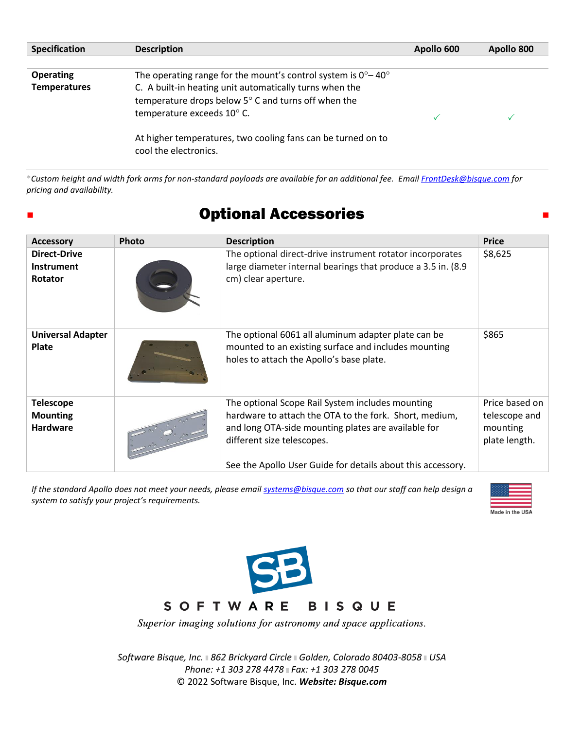| Specification | Description | Apollo 600 | Apollo 800 |
|---|---|---|---|
| **Operating Temperatures** | The operating range for the mount's control system is 0°– 40° C. A built-in heating unit automatically turns when the temperature drops below 5° C and turns off when the temperature exceeds 10° C.<br><br>At higher temperatures, two cooling fans can be turned on to cool the electronics. | ✓ | ✓ |

*\*Custom height and width fork arms for non-standard payloads are available for an additional fee. Email FrontDesk@bisque.com for pricing and availability.*

# Optional Accessories

| Accessory | Photo | Description | Price |
|---|---|---|---|
| **Direct-Drive Instrument Rotator** | | The optional direct-drive instrument rotator incorporates large diameter internal bearings that produce a 3.5 in. (8.9 cm) clear aperture. | $8,625 |
| **Universal Adapter Plate** | | The optional 6061 all aluminum adapter plate can be mounted to an existing surface and includes mounting holes to attach the Apollo's base plate. | $865 |
| **Telescope Mounting Hardware** | | The optional Scope Rail System includes mounting hardware to attach the OTA to the fork. Short, medium, and long OTA-side mounting plates are available for different size telescopes.<br><br>See the Apollo User Guide for details about this accessory. | Price based on telescope and mounting plate length. |

*If the standard Apollo does not meet your needs, please email systems@bisque.com so that our staff can help design a system to satisfy your project's requirements.*

Made in the USA

SOFTWARE BISQUE

*Superior imaging solutions for astronomy and space applications.*

*Software Bisque, Inc. ▮ 862 Brickyard Circle ▮ Golden, Colorado 80403-8058 ▮ USA*
*Phone: +1 303 278 4478 ▮ Fax: +1 303 278 0045*
© 2022 Software Bisque, Inc. ***Website: Bisque.com***